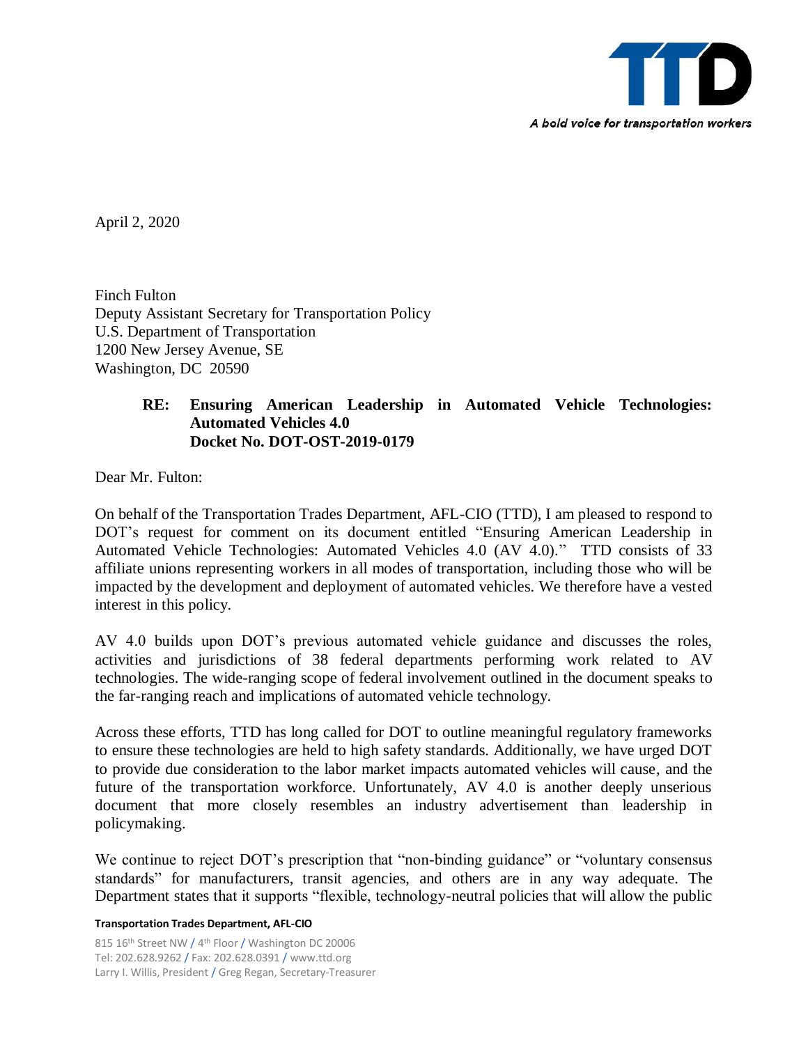**TTD**

*A bold voice for transportation workers*

April 2, 2020

Finch Fulton
Deputy Assistant Secretary for Transportation Policy
U.S. Department of Transportation
1200 New Jersey Avenue, SE
Washington, DC 20590

**RE: Ensuring American Leadership in Automated Vehicle Technologies: Automated Vehicles 4.0**
**Docket No. DOT-OST-2019-0179**

Dear Mr. Fulton:

On behalf of the Transportation Trades Department, AFL-CIO (TTD), I am pleased to respond to DOT's request for comment on its document entitled "Ensuring American Leadership in Automated Vehicle Technologies: Automated Vehicles 4.0 (AV 4.0)." TTD consists of 33 affiliate unions representing workers in all modes of transportation, including those who will be impacted by the development and deployment of automated vehicles. We therefore have a vested interest in this policy.

AV 4.0 builds upon DOT's previous automated vehicle guidance and discusses the roles, activities and jurisdictions of 38 federal departments performing work related to AV technologies. The wide-ranging scope of federal involvement outlined in the document speaks to the far-ranging reach and implications of automated vehicle technology.

Across these efforts, TTD has long called for DOT to outline meaningful regulatory frameworks to ensure these technologies are held to high safety standards. Additionally, we have urged DOT to provide due consideration to the labor market impacts automated vehicles will cause, and the future of the transportation workforce. Unfortunately, AV 4.0 is another deeply unserious document that more closely resembles an industry advertisement than leadership in policymaking.

We continue to reject DOT's prescription that "non-binding guidance" or "voluntary consensus standards" for manufacturers, transit agencies, and others are in any way adequate. The Department states that it supports "flexible, technology-neutral policies that will allow the public

**Transportation Trades Department, AFL-CIO**

815 16th Street NW / 4th Floor / Washington DC 20006
Tel: 202.628.9262 / Fax: 202.628.0391 / www.ttd.org
Larry I. Willis, President / Greg Regan, Secretary-Treasurer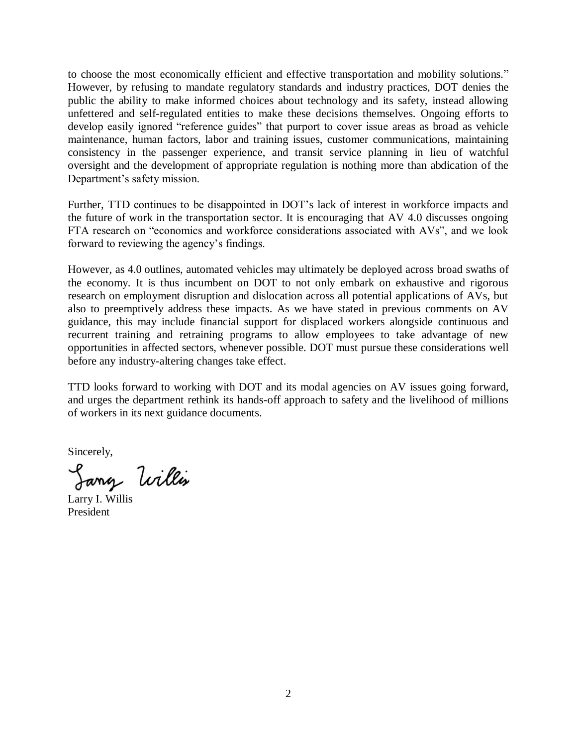to choose the most economically efficient and effective transportation and mobility solutions." However, by refusing to mandate regulatory standards and industry practices, DOT denies the public the ability to make informed choices about technology and its safety, instead allowing unfettered and self-regulated entities to make these decisions themselves. Ongoing efforts to develop easily ignored "reference guides" that purport to cover issue areas as broad as vehicle maintenance, human factors, labor and training issues, customer communications, maintaining consistency in the passenger experience, and transit service planning in lieu of watchful oversight and the development of appropriate regulation is nothing more than abdication of the Department's safety mission.

Further, TTD continues to be disappointed in DOT's lack of interest in workforce impacts and the future of work in the transportation sector. It is encouraging that AV 4.0 discusses ongoing FTA research on "economics and workforce considerations associated with AVs", and we look forward to reviewing the agency's findings.

However, as 4.0 outlines, automated vehicles may ultimately be deployed across broad swaths of the economy. It is thus incumbent on DOT to not only embark on exhaustive and rigorous research on employment disruption and dislocation across all potential applications of AVs, but also to preemptively address these impacts. As we have stated in previous comments on AV guidance, this may include financial support for displaced workers alongside continuous and recurrent training and retraining programs to allow employees to take advantage of new opportunities in affected sectors, whenever possible. DOT must pursue these considerations well before any industry-altering changes take effect.

TTD looks forward to working with DOT and its modal agencies on AV issues going forward, and urges the department rethink its hands-off approach to safety and the livelihood of millions of workers in its next guidance documents.

Sincerely,

Larry I. Willis
President